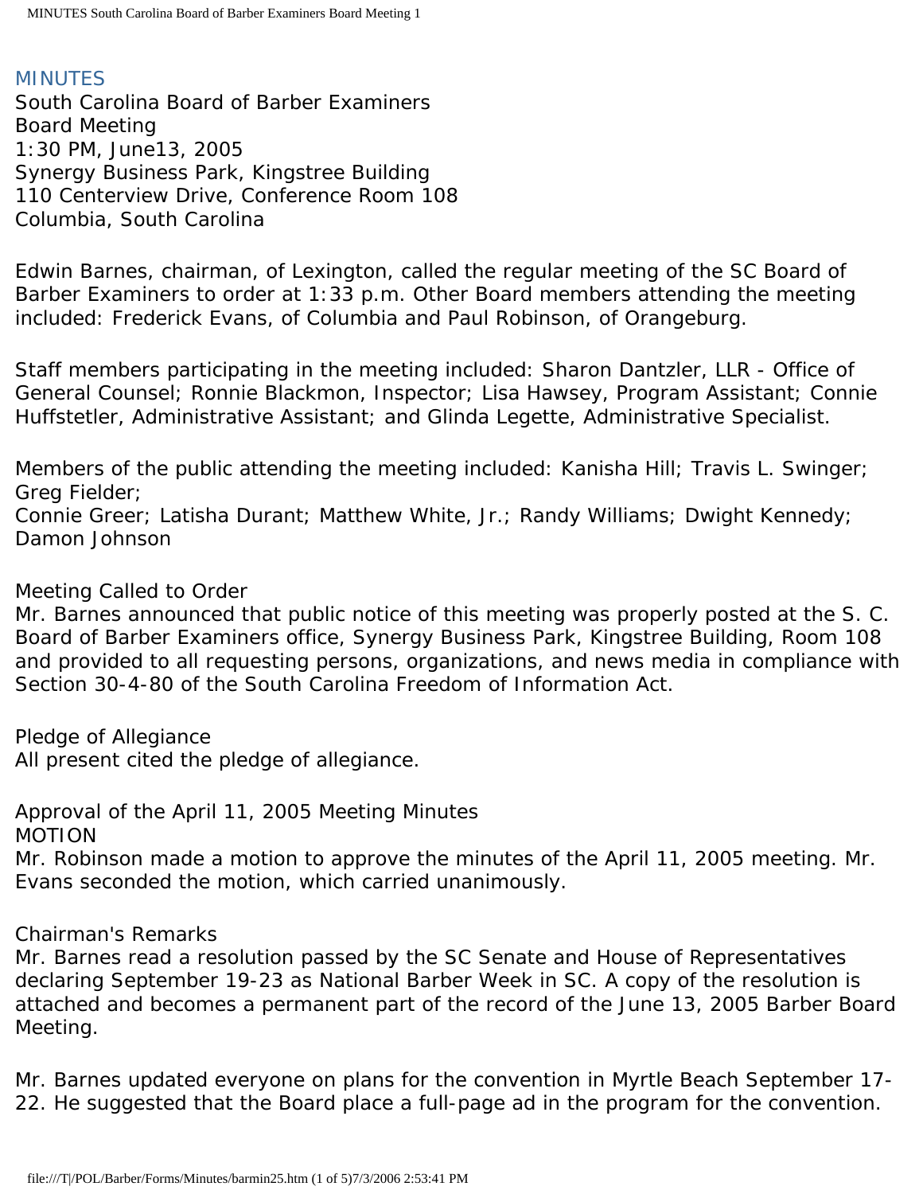# MINUTES

South Carolina Board of Barber Examiners
Board Meeting
1:30 PM, June13, 2005
Synergy Business Park, Kingstree Building
110 Centerview Drive, Conference Room 108
Columbia, South Carolina

Edwin Barnes, chairman, of Lexington, called the regular meeting of the SC Board of Barber Examiners to order at 1:33 p.m. Other Board members attending the meeting included: Frederick Evans, of Columbia and Paul Robinson, of Orangeburg.

Staff members participating in the meeting included: Sharon Dantzler, LLR - Office of General Counsel; Ronnie Blackmon, Inspector; Lisa Hawsey, Program Assistant; Connie Huffstetler, Administrative Assistant; and Glinda Legette, Administrative Specialist.

Members of the public attending the meeting included: Kanisha Hill; Travis L. Swinger; Greg Fielder;
Connie Greer; Latisha Durant; Matthew White, Jr.; Randy Williams; Dwight Kennedy; Damon Johnson

Meeting Called to Order
Mr. Barnes announced that public notice of this meeting was properly posted at the S. C. Board of Barber Examiners office, Synergy Business Park, Kingstree Building, Room 108 and provided to all requesting persons, organizations, and news media in compliance with Section 30-4-80 of the South Carolina Freedom of Information Act.

Pledge of Allegiance
All present cited the pledge of allegiance.

Approval of the April 11, 2005 Meeting Minutes
MOTION
Mr. Robinson made a motion to approve the minutes of the April 11, 2005 meeting. Mr. Evans seconded the motion, which carried unanimously.

Chairman's Remarks
Mr. Barnes read a resolution passed by the SC Senate and House of Representatives declaring September 19-23 as National Barber Week in SC. A copy of the resolution is attached and becomes a permanent part of the record of the June 13, 2005 Barber Board Meeting.

Mr. Barnes updated everyone on plans for the convention in Myrtle Beach September 17-22. He suggested that the Board place a full-page ad in the program for the convention.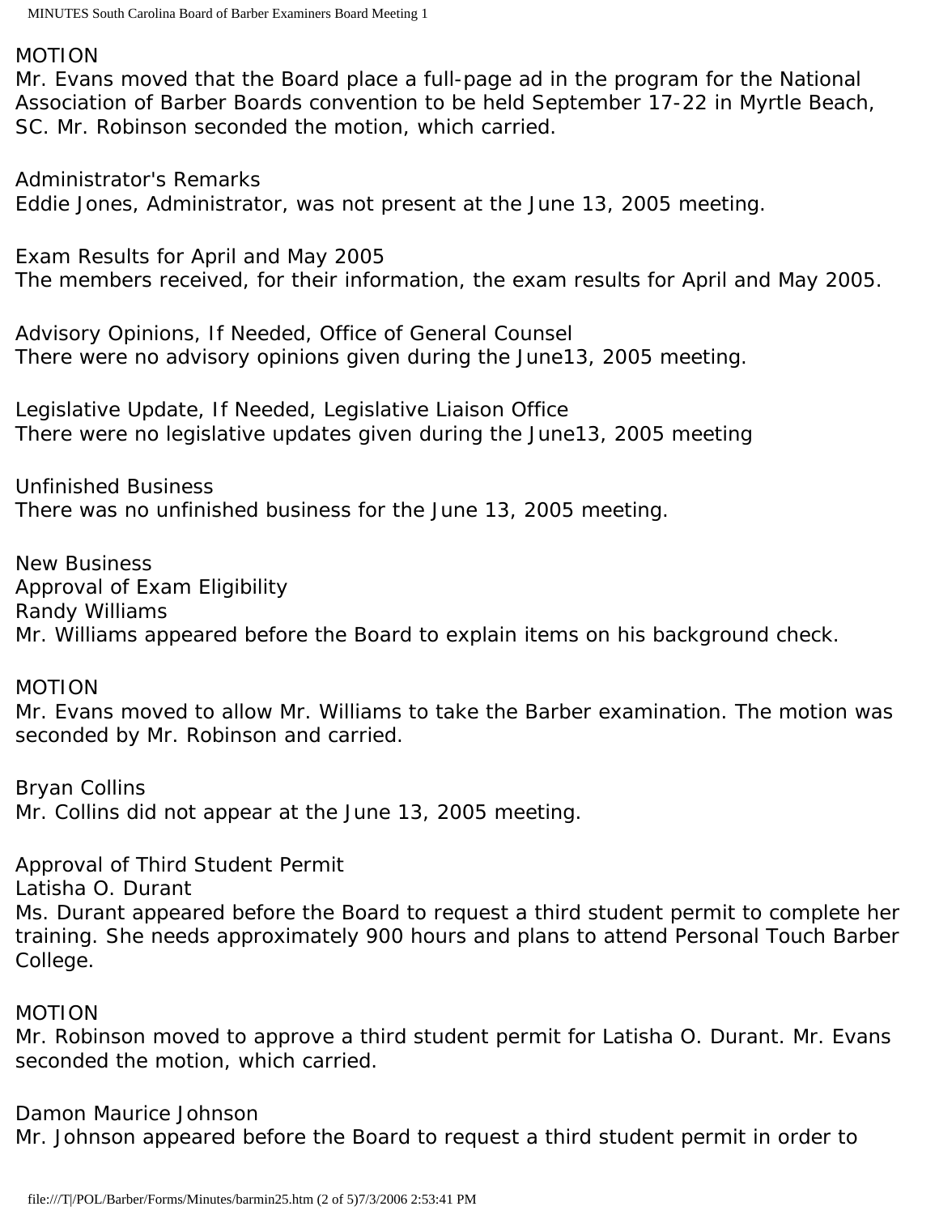MOTION

Mr. Evans moved that the Board place a full-page ad in the program for the National Association of Barber Boards convention to be held September 17-22 in Myrtle Beach, SC. Mr. Robinson seconded the motion, which carried.

Administrator's Remarks

Eddie Jones, Administrator, was not present at the June 13, 2005 meeting.

Exam Results for April and May 2005

The members received, for their information, the exam results for April and May 2005.

Advisory Opinions, If Needed, Office of General Counsel

There were no advisory opinions given during the June13, 2005 meeting.

Legislative Update, If Needed, Legislative Liaison Office

There were no legislative updates given during the June13, 2005 meeting

Unfinished Business

There was no unfinished business for the June 13, 2005 meeting.

New Business

Approval of Exam Eligibility

Randy Williams

Mr. Williams appeared before the Board to explain items on his background check.

MOTION

Mr. Evans moved to allow Mr. Williams to take the Barber examination. The motion was seconded by Mr. Robinson and carried.

Bryan Collins

Mr. Collins did not appear at the June 13, 2005 meeting.

Approval of Third Student Permit

Latisha O. Durant

Ms. Durant appeared before the Board to request a third student permit to complete her training. She needs approximately 900 hours and plans to attend Personal Touch Barber College.

MOTION

Mr. Robinson moved to approve a third student permit for Latisha O. Durant. Mr. Evans seconded the motion, which carried.

Damon Maurice Johnson

Mr. Johnson appeared before the Board to request a third student permit in order to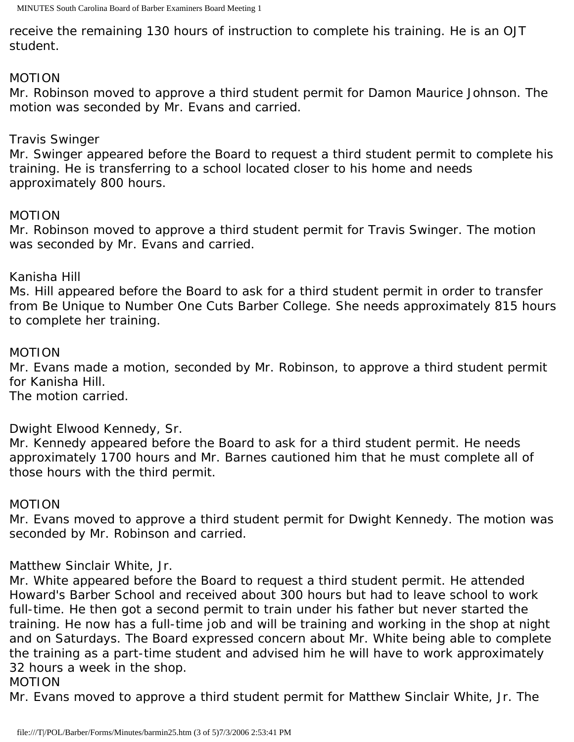receive the remaining 130 hours of instruction to complete his training. He is an OJT student.

MOTION
Mr. Robinson moved to approve a third student permit for Damon Maurice Johnson. The motion was seconded by Mr. Evans and carried.

Travis Swinger
Mr. Swinger appeared before the Board to request a third student permit to complete his training. He is transferring to a school located closer to his home and needs approximately 800 hours.

MOTION
Mr. Robinson moved to approve a third student permit for Travis Swinger. The motion was seconded by Mr. Evans and carried.

Kanisha Hill
Ms. Hill appeared before the Board to ask for a third student permit in order to transfer from Be Unique to Number One Cuts Barber College. She needs approximately 815 hours to complete her training.

MOTION
Mr. Evans made a motion, seconded by Mr. Robinson, to approve a third student permit for Kanisha Hill.
The motion carried.

Dwight Elwood Kennedy, Sr.
Mr. Kennedy appeared before the Board to ask for a third student permit. He needs approximately 1700 hours and Mr. Barnes cautioned him that he must complete all of those hours with the third permit.

MOTION
Mr. Evans moved to approve a third student permit for Dwight Kennedy. The motion was seconded by Mr. Robinson and carried.

Matthew Sinclair White, Jr.
Mr. White appeared before the Board to request a third student permit. He attended Howard's Barber School and received about 300 hours but had to leave school to work full-time. He then got a second permit to train under his father but never started the training. He now has a full-time job and will be training and working in the shop at night and on Saturdays. The Board expressed concern about Mr. White being able to complete the training as a part-time student and advised him he will have to work approximately 32 hours a week in the shop.
MOTION
Mr. Evans moved to approve a third student permit for Matthew Sinclair White, Jr. The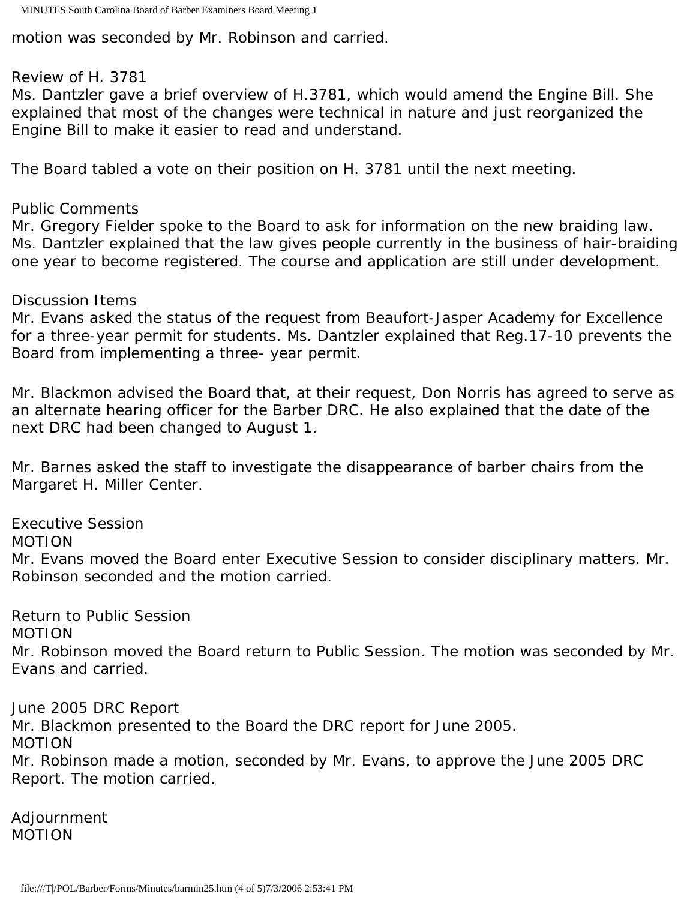motion was seconded by Mr. Robinson and carried.

Review of H. 3781

Ms. Dantzler gave a brief overview of H.3781, which would amend the Engine Bill. She explained that most of the changes were technical in nature and just reorganized the Engine Bill to make it easier to read and understand.

The Board tabled a vote on their position on H. 3781 until the next meeting.

Public Comments

Mr. Gregory Fielder spoke to the Board to ask for information on the new braiding law. Ms. Dantzler explained that the law gives people currently in the business of hair-braiding one year to become registered. The course and application are still under development.

Discussion Items

Mr. Evans asked the status of the request from Beaufort-Jasper Academy for Excellence for a three-year permit for students. Ms. Dantzler explained that Reg.17-10 prevents the Board from implementing a three- year permit.

Mr. Blackmon advised the Board that, at their request, Don Norris has agreed to serve as an alternate hearing officer for the Barber DRC. He also explained that the date of the next DRC had been changed to August 1.

Mr. Barnes asked the staff to investigate the disappearance of barber chairs from the Margaret H. Miller Center.

Executive Session

MOTION

Mr. Evans moved the Board enter Executive Session to consider disciplinary matters. Mr. Robinson seconded and the motion carried.

Return to Public Session

MOTION

Mr. Robinson moved the Board return to Public Session. The motion was seconded by Mr. Evans and carried.

June 2005 DRC Report

Mr. Blackmon presented to the Board the DRC report for June 2005.

MOTION

Mr. Robinson made a motion, seconded by Mr. Evans, to approve the June 2005 DRC Report. The motion carried.

Adjournment

MOTION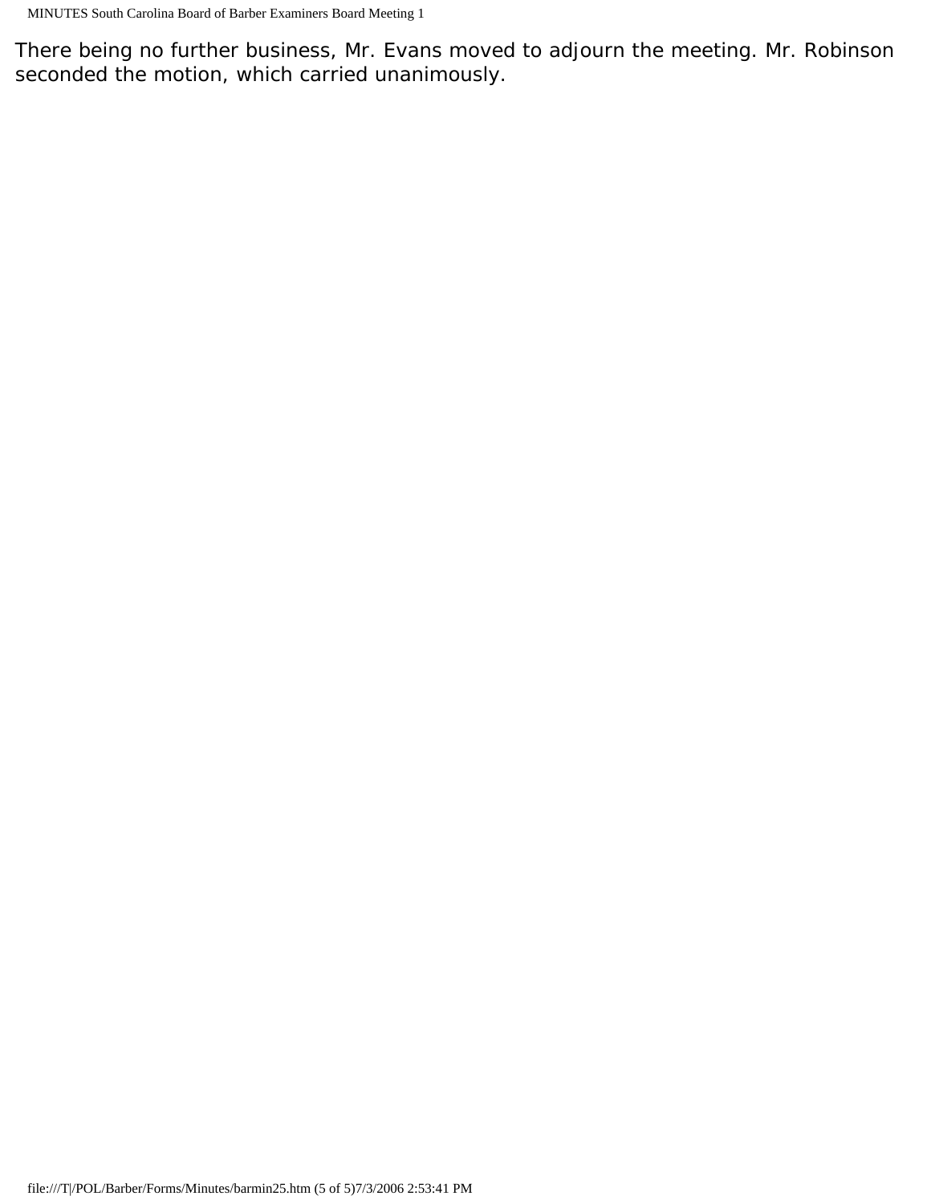There being no further business, Mr. Evans moved to adjourn the meeting. Mr. Robinson seconded the motion, which carried unanimously.